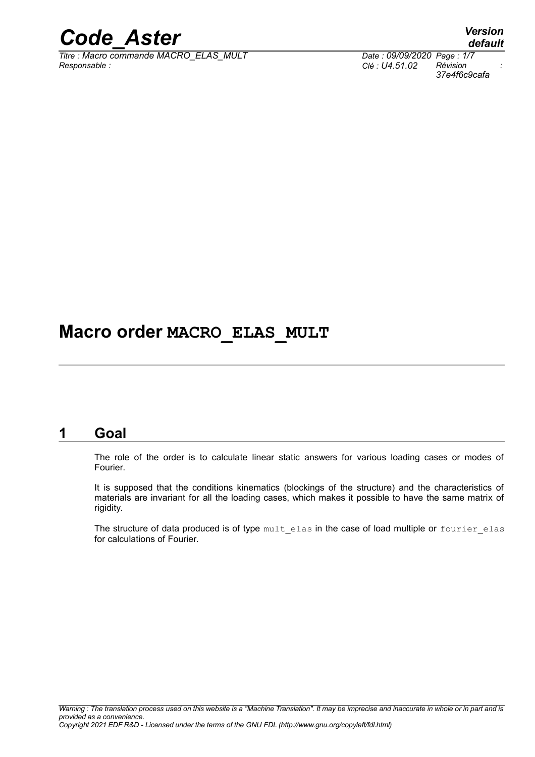# Macro order MACRO_ELAS_MULT

## 1 Goal

The role of the order is to calculate linear static answers for various loading cases or modes of Fourier.

It is supposed that the conditions kinematics (blockings of the structure) and the characteristics of materials are invariant for all the loading cases, which makes it possible to have the same matrix of rigidity.

The structure of data produced is of type mult_elas in the case of load multiple or fourier_elas for calculations of Fourier.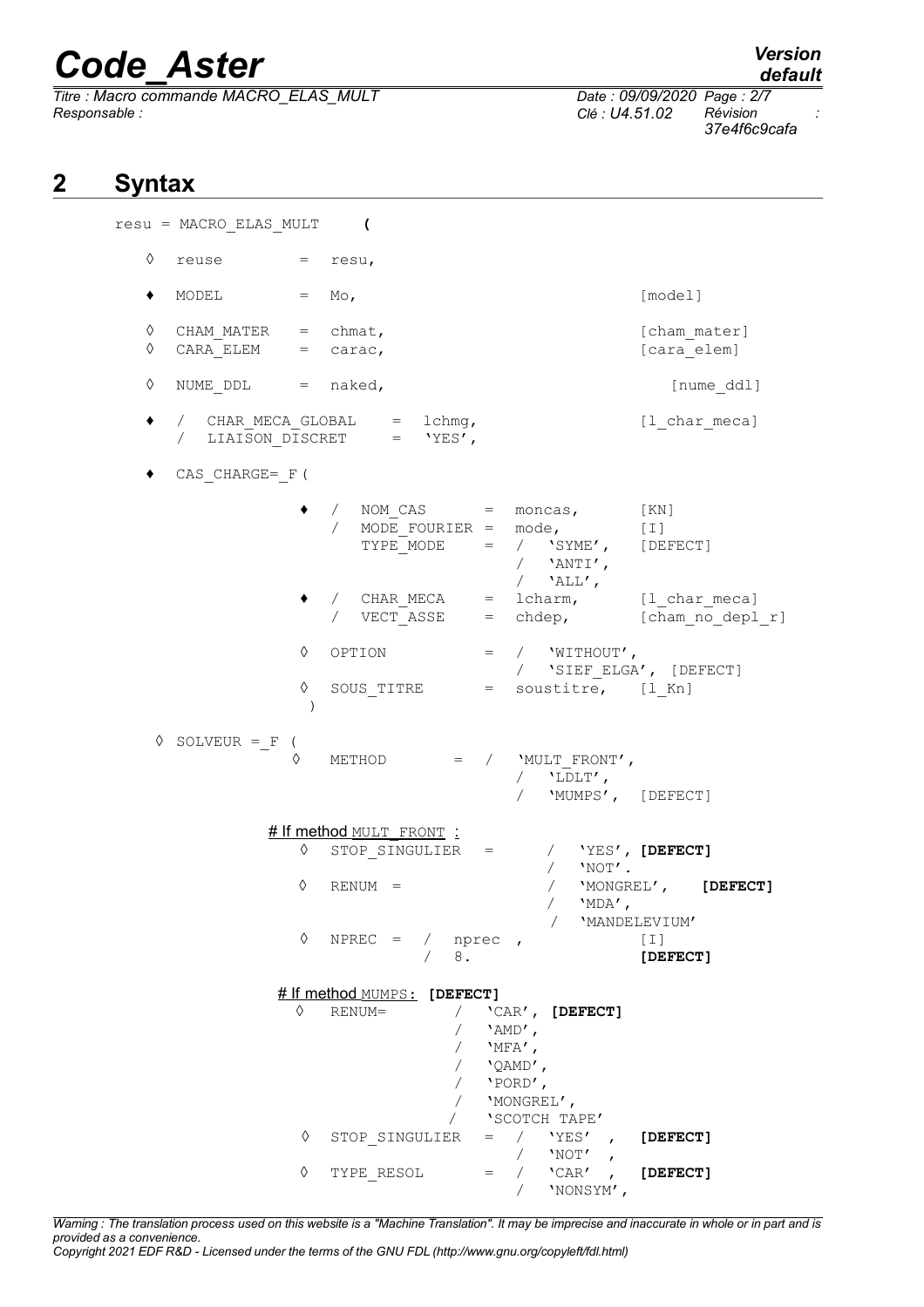## 2 Syntax

```
resu = MACRO_ELAS_MULT      (

   ◊  reuse         =  resu,

   ♦  MODEL         =  Mo,                                      [model]

   ◊  CHAM_MATER    =  chmat,                                   [cham_mater]
   ◊  CARA_ELEM     =  carac,                                   [cara_elem]

   ◊  NUME_DDL      =  naked,                                      [nume_ddl]

   ♦  /  CHAR_MECA_GLOBAL    =  lchmg,                          [l_char_meca]
      /  LIAISON_DISCRET     =  'YES',

   ♦  CAS_CHARGE=_F (

                  ♦  /  NOM_CAS       =  moncas,               [KN]
                     /  MODE_FOURIER =  mode,                  [I]
                        TYPE_MODE     =  /  'SYME',            [DEFECT]
                                         /  'ANTI',
                                         /  'ALL',
                  ♦  /  CHAR_MECA     =  lcharm,               [l_char_meca]
                     /  VECT_ASSE     =  chdep,                [cham_no_depl_r]

                  ◊  OPTION           =  /  'WITHOUT',
                                         /  'SIEF_ELGA', [DEFECT]
                  ◊  SOUS_TITRE       =  soustitre,    [l_Kn]
                   )

   ◊ SOLVEUR =_F (
                ◊   METHOD       =  /   'MULT_FRONT',
                                        /  'LDLT',
                                        /  'MUMPS',  [DEFECT]

              # If method MULT_FRONT :
                ◊   STOP_SINGULIER   =      /   'YES', [DEFECT]
                                            /   'NOT'.
                ◊   RENUM  =                /   'MONGREL',     [DEFECT]
                                            /   'MDA',
                                            /   'MANDELEVIUM'
                ◊   NPREC  =  /   nprec  ,              [I]
                              /   8.                    [DEFECT]

               # If method MUMPS:  [DEFECT]
                ◊   RENUM=          /   'CAR', [DEFECT]
                                    /   'AMD',
                                    /   'MFA',
                                    /   'QAMD',
                                    /   'PORD',
                                    /   'MONGREL',
                                   /    'SCOTCH TAPE'
                ◊   STOP_SINGULIER   =  /   'YES'  ,   [DEFECT]
                                        /   'NOT'  ,
                ◊   TYPE_RESOL       =  /   'CAR'  ,   [DEFECT]
                                        /   'NONSYM',
```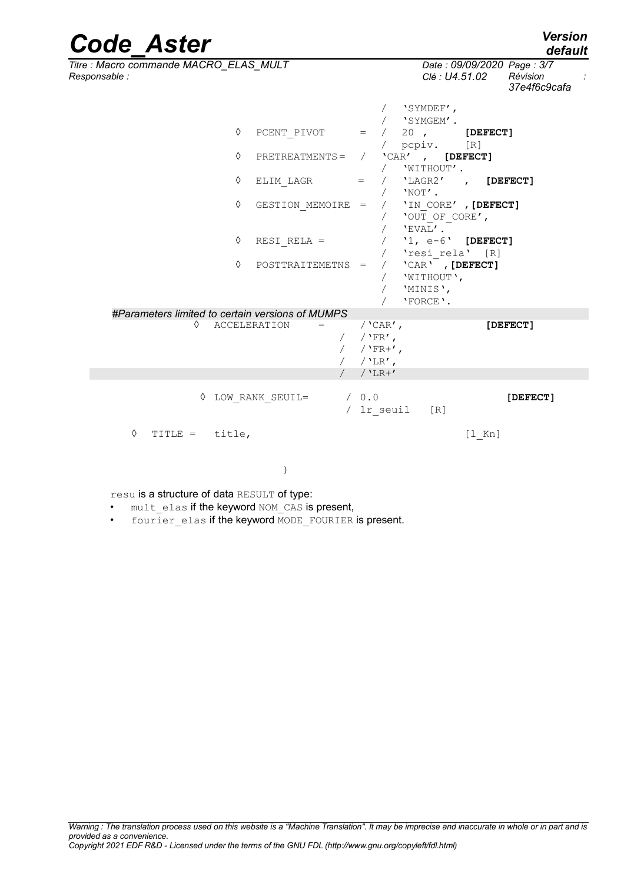```
                                          /   'SYMDEF',
                                          /   'SYMGEM'.
                 ◊   PCENT_PIVOT      =   /   20 ,         [DEFECT]
                                          /   pcpiv.       [R]
                 ◊   PRETREATMENTS =  /   'CAR' ,   [DEFECT]
                                          /   'WITHOUT'.
                 ◊   ELIM_LAGR        =   /   'LAGR2'   ,   [DEFECT]
                                          /   'NOT'.
                 ◊   GESTION_MEMOIRE  =   /   'IN_CORE' ,[DEFECT]
                                          /   'OUT_OF_CORE',
                                          /   'EVAL'.
                 ◊   RESI_RELA =          /   '1, e-6'  [DEFECT]
                                          /   'resi_rela'  [R]
                 ◊   POSTTRAITEMETNS  =   /   'CAR' ,[DEFECT]
                                          /   'WITHOUT',
                                          /   'MINIS',
                                          /   'FORCE'.
```

*#Parameters limited to certain versions of MUMPS*

```
            ◊   ACCELERATION     =      /'CAR',                 [DEFECT]
                                    /   /'FR',
                                    /   /'FR+',
                                    /   /'LR',
                                    /   /'LR+'

            ◊ LOW_RANK_SEUIL=       / 0.0                         [DEFECT]
                                    / lr_seuil    [R]

    ◊   TITLE =   title,                                   [l_Kn]

                        )
```

resu is a structure of data RESULT of type:

- mult_elas if the keyword NOM_CAS is present,
- fourier_elas if the keyword MODE_FOURIER is present.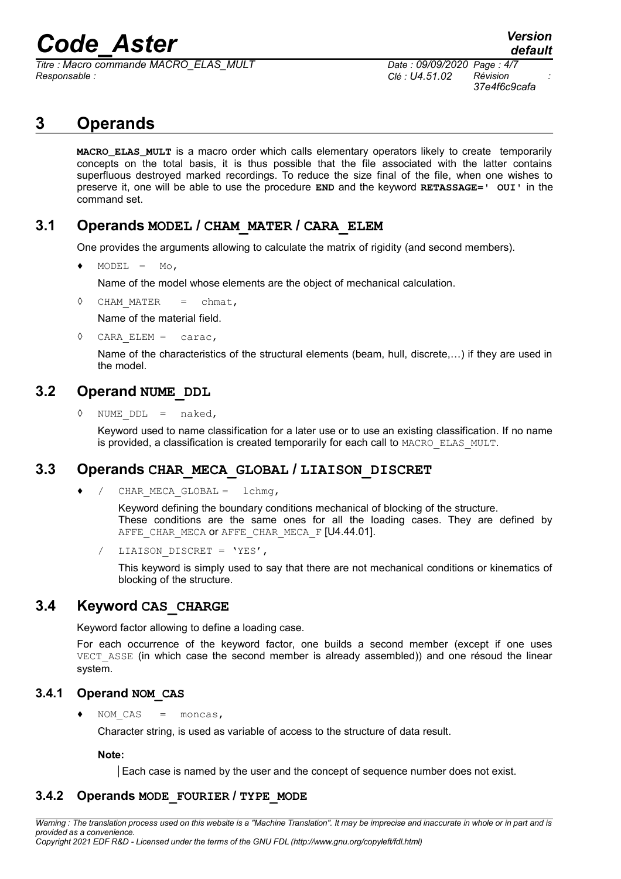# 3 Operands

**MACRO_ELAS_MULT** is a macro order which calls elementary operators likely to create temporarily concepts on the total basis, it is thus possible that the file associated with the latter contains superfluous destroyed marked recordings. To reduce the size final of the file, when one wishes to preserve it, one will be able to use the procedure **END** and the keyword **RETASSAGE=' OUI'** in the command set.

## 3.1 Operands MODEL / CHAM_MATER / CARA_ELEM

One provides the arguments allowing to calculate the matrix of rigidity (and second members).

♦ MODEL = Mo,

Name of the model whose elements are the object of mechanical calculation.

◊ CHAM_MATER = chmat,

Name of the material field.

◊ CARA_ELEM = carac,

Name of the characteristics of the structural elements (beam, hull, discrete,…) if they are used in the model.

## 3.2 Operand NUME_DDL

◊ NUME_DDL = naked,

Keyword used to name classification for a later use or to use an existing classification. If no name is provided, a classification is created temporarily for each call to MACRO_ELAS_MULT.

## 3.3 Operands CHAR_MECA_GLOBAL / LIAISON_DISCRET

♦ / CHAR_MECA_GLOBAL = lchmg,

Keyword defining the boundary conditions mechanical of blocking of the structure.
These conditions are the same ones for all the loading cases. They are defined by AFFE_CHAR_MECA or AFFE_CHAR_MECA_F [U4.44.01].

/ LIAISON_DISCRET = 'YES',

This keyword is simply used to say that there are not mechanical conditions or kinematics of blocking of the structure.

## 3.4 Keyword CAS_CHARGE

Keyword factor allowing to define a loading case.

For each occurrence of the keyword factor, one builds a second member (except if one uses VECT_ASSE (in which case the second member is already assembled)) and one résoud the linear system.

### 3.4.1 Operand NOM_CAS

♦ NOM_CAS = moncas,

Character string, is used as variable of access to the structure of data result.

**Note:**

Each case is named by the user and the concept of sequence number does not exist.

### 3.4.2 Operands MODE_FOURIER / TYPE_MODE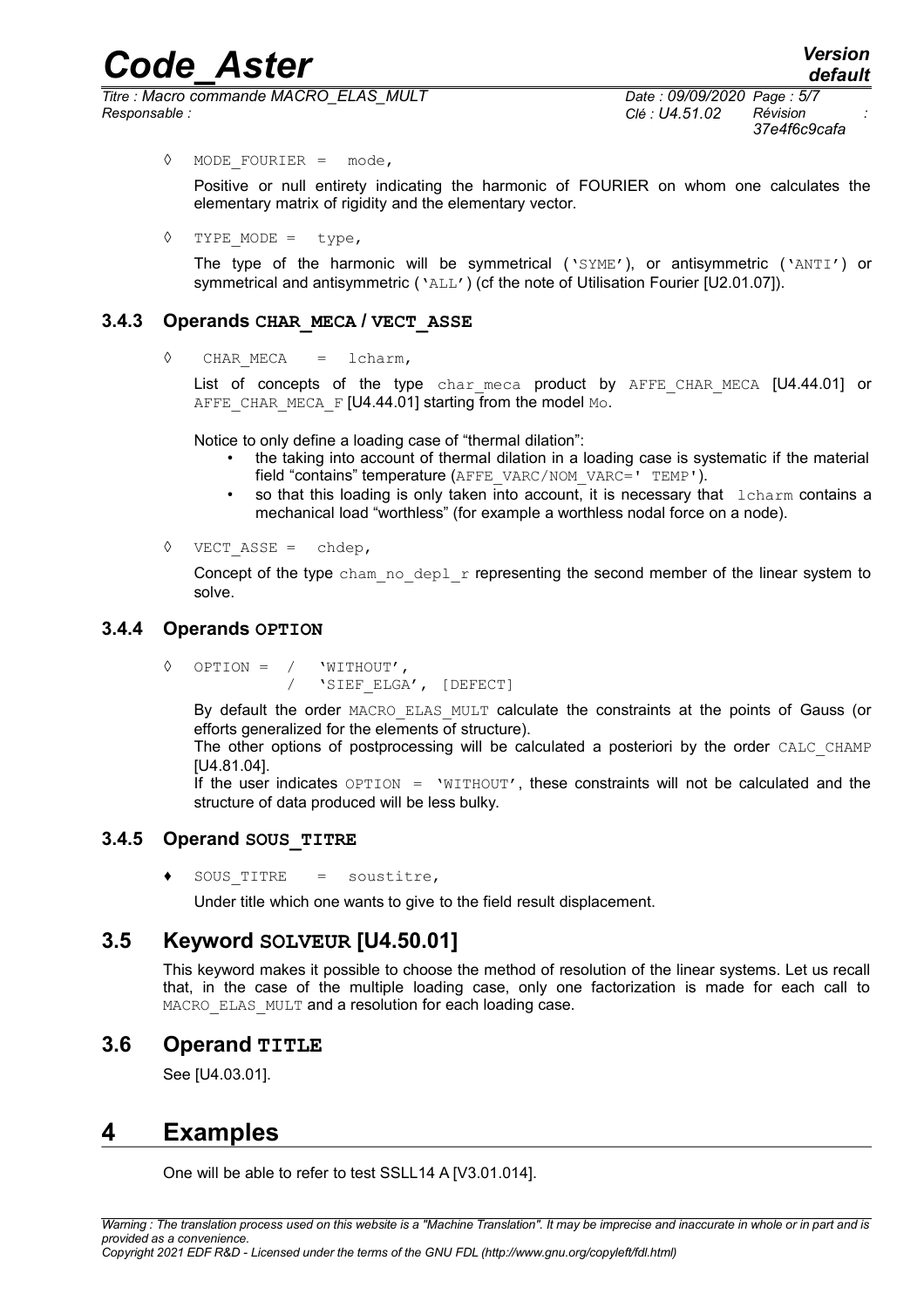◊ `MODE_FOURIER = mode,`

Positive or null entirety indicating the harmonic of FOURIER on whom one calculates the elementary matrix of rigidity and the elementary vector.

◊ `TYPE_MODE = type,`

The type of the harmonic will be symmetrical ('SYME'), or antisymmetric ('ANTI') or symmetrical and antisymmetric ('ALL') (cf the note of Utilisation Fourier [U2.01.07]).

### 3.4.3 Operands CHAR_MECA / VECT_ASSE

◊ `CHAR_MECA = lcharm,`

List of concepts of the type char_meca product by AFFE_CHAR_MECA [U4.44.01] or AFFE_CHAR_MECA_F [U4.44.01] starting from the model Mo.

Notice to only define a loading case of "thermal dilation":

- the taking into account of thermal dilation in a loading case is systematic if the material field "contains" temperature (AFFE_VARC/NOM_VARC=' TEMP').
- so that this loading is only taken into account, it is necessary that lcharm contains a mechanical load "worthless" (for example a worthless nodal force on a node).

◊ `VECT_ASSE = chdep,`

Concept of the type cham_no_depl_r representing the second member of the linear system to solve.

### 3.4.4 Operands OPTION

```
◊ OPTION = / 'WITHOUT',
           / 'SIEF_ELGA', [DEFECT]
```

By default the order MACRO_ELAS_MULT calculate the constraints at the points of Gauss (or efforts generalized for the elements of structure).
The other options of postprocessing will be calculated a posteriori by the order CALC_CHAMP [U4.81.04].
If the user indicates OPTION = 'WITHOUT', these constraints will not be calculated and the structure of data produced will be less bulky.

### 3.4.5 Operand SOUS_TITRE

♦ `SOUS_TITRE = soustitre,`

Under title which one wants to give to the field result displacement.

## 3.5 Keyword SOLVEUR [U4.50.01]

This keyword makes it possible to choose the method of resolution of the linear systems. Let us recall that, in the case of the multiple loading case, only one factorization is made for each call to MACRO_ELAS_MULT and a resolution for each loading case.

## 3.6 Operand TITLE

See [U4.03.01].

# 4 Examples

One will be able to refer to test SSLL14 A [V3.01.014].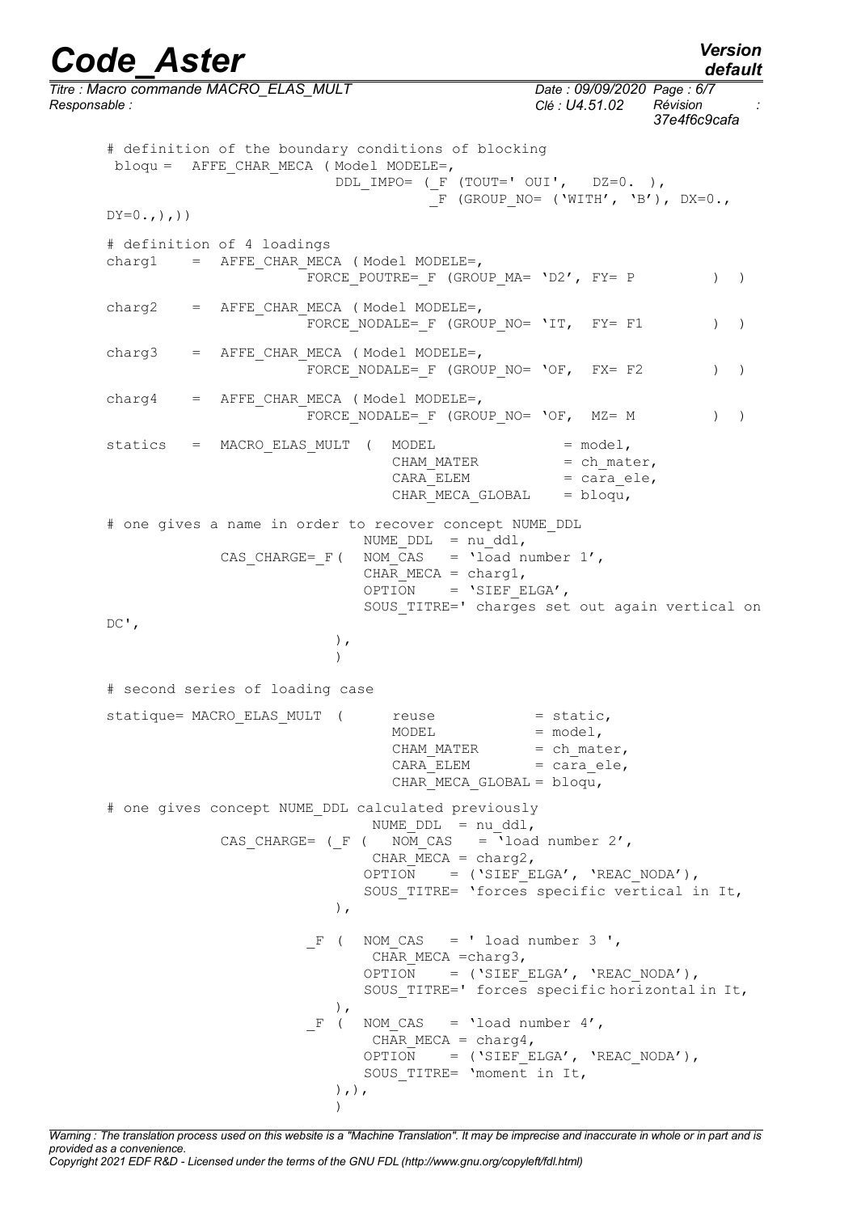```
# definition of the boundary conditions of blocking
 bloqu =  AFFE_CHAR_MECA ( Model MODELE=,
                          DDL_IMPO= (_F (TOUT=' OUI',   DZ=0. ),
                                     _F (GROUP_NO= ('WITH', 'B'), DX=0.,
DY=0.,),))

# definition of 4 loadings
charg1    =  AFFE_CHAR_MECA ( Model MODELE=,
                   FORCE_POUTRE=_F (GROUP_MA= 'D2', FY= P         )  )

charg2    =  AFFE_CHAR_MECA ( Model MODELE=,
                   FORCE_NODALE=_F (GROUP_NO= 'IT,  FY= F1        )  )

charg3    =  AFFE_CHAR_MECA ( Model MODELE=,
                   FORCE_NODALE=_F (GROUP_NO= 'OF,  FX= F2        )  )

charg4    =  AFFE_CHAR_MECA ( Model MODELE=,
                   FORCE_NODALE=_F (GROUP_NO= 'OF,  MZ= M         )  )

statics   =  MACRO_ELAS_MULT (  MODEL              = model,
                                CHAM_MATER         = ch_mater,
                                CARA_ELEM          = cara_ele,
                                CHAR_MECA_GLOBAL   = bloqu,

# one gives a name in order to recover concept NUME_DDL
                                NUME_DDL  = nu_ddl,
             CAS_CHARGE=_F(  NOM_CAS   = 'load number 1',
                                CHAR_MECA = charg1,
                                OPTION    = 'SIEF_ELGA',
                                SOUS_TITRE=' charges set out again vertical on
DC',
                          ),
                          )

# second series of loading case
statique= MACRO_ELAS_MULT (      reuse            = static,
                                 MODEL            = model,
                                 CHAM_MATER       = ch_mater,
                                 CARA_ELEM        = cara_ele,
                                 CHAR_MECA_GLOBAL = bloqu,

# one gives concept NUME_DDL calculated previously
                                 NUME_DDL  = nu_ddl,
             CAS_CHARGE= (_F (   NOM_CAS   = 'load number 2',
                                 CHAR_MECA = charg2,
                                OPTION    = ('SIEF_ELGA', 'REAC_NODA'),
                                SOUS_TITRE= 'forces specific vertical in It,
                          ),

                      _F (  NOM_CAS   = ' load number 3 ',
                             CHAR_MECA =charg3,
                            OPTION    = ('SIEF_ELGA', 'REAC_NODA'),
                            SOUS_TITRE=' forces specific horizontal in It,
                          ),
                      _F (  NOM_CAS   = 'load number 4',
                             CHAR_MECA = charg4,
                            OPTION    = ('SIEF_ELGA', 'REAC_NODA'),
                            SOUS_TITRE= 'moment in It,
                          ),),
                          )
```